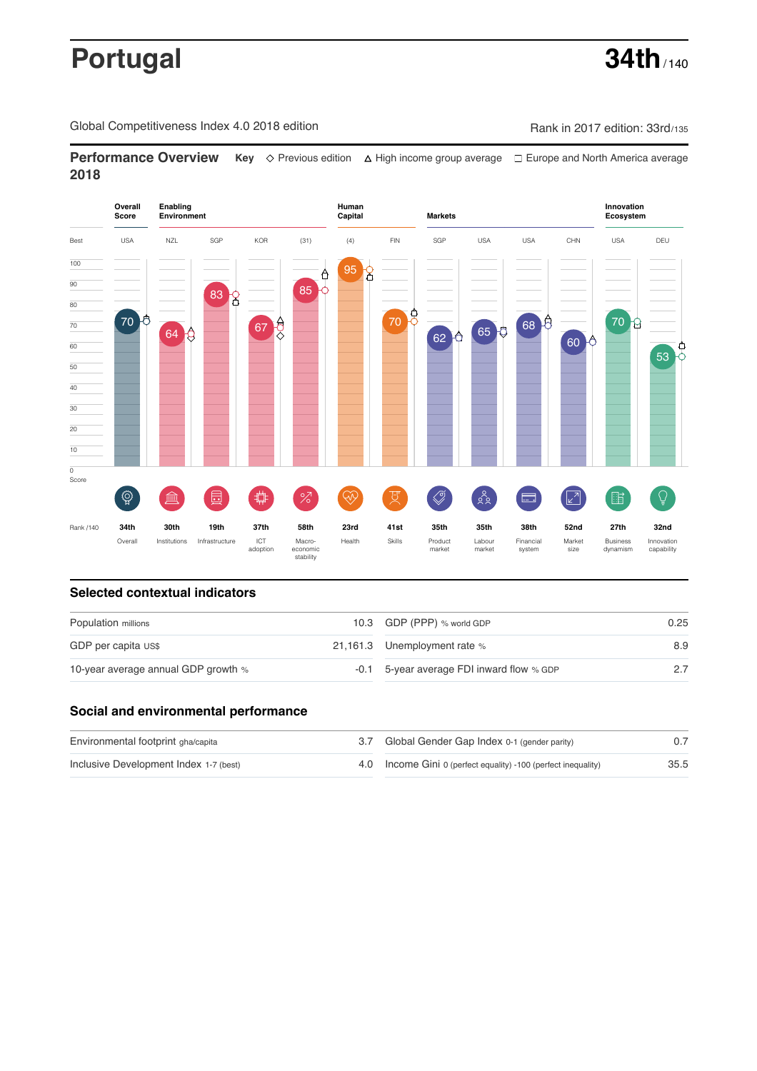# Portugal

**34th** / 140

Global Competitiveness Index 4.0 2018 edition

Rank in 2017 edition: 33rd/135

## Performance Overview 2018

**Key** ◇ Previous edition △ High income group average □ Europe and North America average

| | Overall Score | Enabling Environment | | | | Human Capital | | Markets | | | | Innovation Ecosystem | |
|---|---|---|---|---|---|---|---|---|---|---|---|---|---|
| Best | USA | NZL | SGP | KOR | (31) | (4) | FIN | SGP | USA | USA | CHN | USA | DEU |
| Score | 70 | 64 | 83 | 67 | 85 | 95 | 70 | 62 | 65 | 68 | 60 | 70 | 53 |
| Rank /140 | 34th | 30th | 19th | 37th | 58th | 23rd | 41st | 35th | 35th | 38th | 52nd | 27th | 32nd |
| | Overall | Institutions | Infrastructure | ICT adoption | Macro-economic stability | Health | Skills | Product market | Labour market | Financial system | Market size | Business dynamism | Innovation capability |

## Selected contextual indicators

| | | | |
|---|---|---|---|
| Population millions | 10.3 | GDP (PPP) % world GDP | 0.25 |
| GDP per capita US$ | 21,161.3 | Unemployment rate % | 8.9 |
| 10-year average annual GDP growth % | -0.1 | 5-year average FDI inward flow % GDP | 2.7 |

## Social and environmental performance

| | | | |
|---|---|---|---|
| Environmental footprint gha/capita | 3.7 | Global Gender Gap Index 0-1 (gender parity) | 0.7 |
| Inclusive Development Index 1-7 (best) | 4.0 | Income Gini 0 (perfect equality) -100 (perfect inequality) | 35.5 |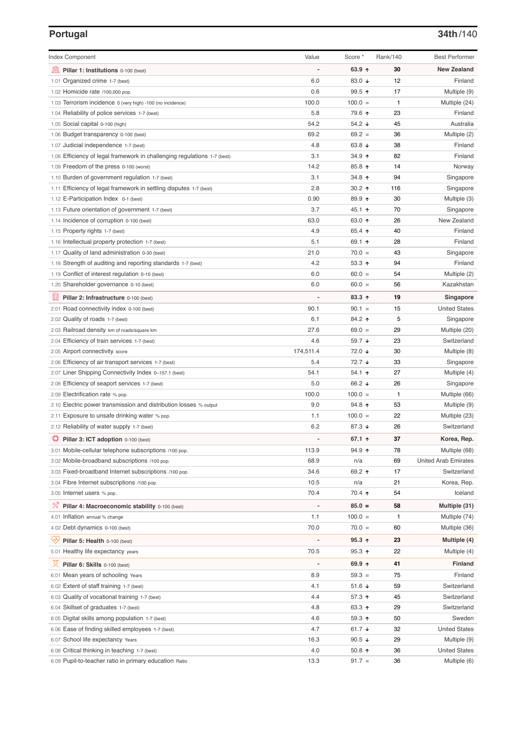## Portugal

**34th**/140

| Index Component | Value | Score * | Rank/140 | Best Performer |
|---|---|---|---|---|
| **Pillar 1: Institutions** 0-100 (best) | - | **63.9 ↑** | **30** | **New Zealand** |
| 1.01 Organized crime 1-7 (best) | 6.0 | 83.0 ↓ | 12 | Finland |
| 1.02 Homicide rate /100,000 pop. | 0.6 | 99.5 ↑ | 17 | Multiple (9) |
| 1.03 Terrorism incidence 0 (very high) -100 (no incidence) | 100.0 | 100.0 = | 1 | Multiple (24) |
| 1.04 Reliability of police services 1-7 (best) | 5.8 | 79.6 ↑ | 23 | Finland |
| 1.05 Social capital 0-100 (high) | 54.2 | 54.2 ↓ | 45 | Australia |
| 1.06 Budget transparency 0-100 (best) | 69.2 | 69.2 = | 36 | Multiple (2) |
| 1.07 Judicial independence 1-7 (best) | 4.8 | 63.8 ↓ | 38 | Finland |
| 1.08 Efficiency of legal framework in challenging regulations 1-7 (best) | 3.1 | 34.9 ↑ | 82 | Finland |
| 1.09 Freedom of the press 0-100 (worst) | 14.2 | 85.8 ↑ | 14 | Norway |
| 1.10 Burden of government regulation 1-7 (best) | 3.1 | 34.8 ↑ | 94 | Singapore |
| 1.11 Efficiency of legal framework in settling disputes 1-7 (best) | 2.8 | 30.2 ↑ | 116 | Singapore |
| 1.12 E-Participation Index 0-1 (best) | 0.90 | 89.9 ↑ | 30 | Multiple (3) |
| 1.13 Future orientation of government 1-7 (best) | 3.7 | 45.1 ↑ | 70 | Singapore |
| 1.14 Incidence of corruption 0-100 (best) | 63.0 | 63.0 ↑ | 26 | New Zealand |
| 1.15 Property rights 1-7 (best) | 4.9 | 65.4 ↑ | 40 | Finland |
| 1.16 Intellectual property protection 1-7 (best) | 5.1 | 69.1 ↑ | 28 | Finland |
| 1.17 Quality of land administration 0-30 (best) | 21.0 | 70.0 = | 43 | Singapore |
| 1.18 Strength of auditing and reporting standards 1-7 (best) | 4.2 | 53.3 ↑ | 94 | Finland |
| 1.19 Conflict of interest regulation 0-10 (best) | 6.0 | 60.0 = | 54 | Multiple (2) |
| 1.20 Shareholder governance 0-10 (best) | 6.0 | 60.0 = | 56 | Kazakhstan |
| **Pillar 2: Infrastructure** 0-100 (best) | - | **83.3 ↑** | **19** | **Singapore** |
| 2.01 Road connectivity index 0-100 (best) | 90.1 | 90.1 = | 15 | United States |
| 2.02 Quality of roads 1-7 (best) | 6.1 | 84.2 ↑ | 5 | Singapore |
| 2.03 Railroad density km of roads/square km | 27.6 | 69.0 = | 29 | Multiple (20) |
| 2.04 Efficiency of train services 1-7 (best) | 4.6 | 59.7 ↓ | 23 | Switzerland |
| 2.05 Airport connectivity score | 174,511.4 | 72.0 ↓ | 30 | Multiple (8) |
| 2.06 Efficiency of air transport services 1-7 (best) | 5.4 | 72.7 ↓ | 33 | Singapore |
| 2.07 Liner Shipping Connectivity Index 0–157.1 (best) | 54.1 | 54.1 ↑ | 27 | Multiple (4) |
| 2.08 Efficiency of seaport services 1-7 (best) | 5.0 | 66.2 ↓ | 26 | Singapore |
| 2.09 Electrification rate % pop. | 100.0 | 100.0 = | 1 | Multiple (66) |
| 2.10 Electric power transmission and distribution losses % output | 9.0 | 94.8 ↑ | 53 | Multiple (9) |
| 2.11 Exposure to unsafe drinking water % pop. | 1.1 | 100.0 = | 22 | Multiple (23) |
| 2.12 Reliability of water supply 1-7 (best) | 6.2 | 87.3 ↓ | 26 | Switzerland |
| **Pillar 3: ICT adoption** 0-100 (best) | - | **67.1 ↑** | **37** | **Korea, Rep.** |
| 3.01 Mobile-cellular telephone subscriptions /100 pop. | 113.9 | 94.9 ↑ | 78 | Multiple (68) |
| 3.02 Mobile-broadband subscriptions /100 pop. | 68.9 | n/a | 69 | United Arab Emirates |
| 3.03 Fixed-broadband Internet subscriptions /100 pop. | 34.6 | 69.2 ↑ | 17 | Switzerland |
| 3.04 Fibre Internet subscriptions /100 pop. | 10.5 | n/a | 21 | Korea, Rep. |
| 3.05 Internet users % pop. | 70.4 | 70.4 ↑ | 54 | Iceland |
| **Pillar 4: Macroeconomic stability** 0-100 (best) | - | **85.0 =** | **58** | **Multiple (31)** |
| 4.01 Inflation annual % change | 1.1 | 100.0 = | 1 | Multiple (74) |
| 4.02 Debt dynamics 0-100 (best) | 70.0 | 70.0 = | 60 | Multiple (36) |
| **Pillar 5: Health** 0-100 (best) | - | **95.3 ↑** | **23** | **Multiple (4)** |
| 5.01 Healthy life expectancy years | 70.5 | 95.3 ↑ | 22 | Multiple (4) |
| **Pillar 6: Skills** 0-100 (best) | - | **69.9 ↑** | **41** | **Finland** |
| 6.01 Mean years of schooling Years | 8.9 | 59.3 = | 75 | Finland |
| 6.02 Extent of staff training 1-7 (best) | 4.1 | 51.6 ↓ | 59 | Switzerland |
| 6.03 Quality of vocational training 1-7 (best) | 4.4 | 57.3 ↑ | 45 | Switzerland |
| 6.04 Skillset of graduates 1-7 (best) | 4.8 | 63.3 ↑ | 29 | Switzerland |
| 6.05 Digital skills among population 1-7 (best) | 4.6 | 59.3 ↑ | 50 | Sweden |
| 6.06 Ease of finding skilled employees 1-7 (best) | 4.7 | 61.7 ↓ | 32 | United States |
| 6.07 School life expectancy Years | 16.3 | 90.5 ↓ | 29 | Multiple (9) |
| 6.08 Critical thinking in teaching 1-7 (best) | 4.0 | 50.8 ↑ | 36 | United States |
| 6.09 Pupil-to-teacher ratio in primary education Ratio | 13.3 | 91.7 = | 36 | Multiple (6) |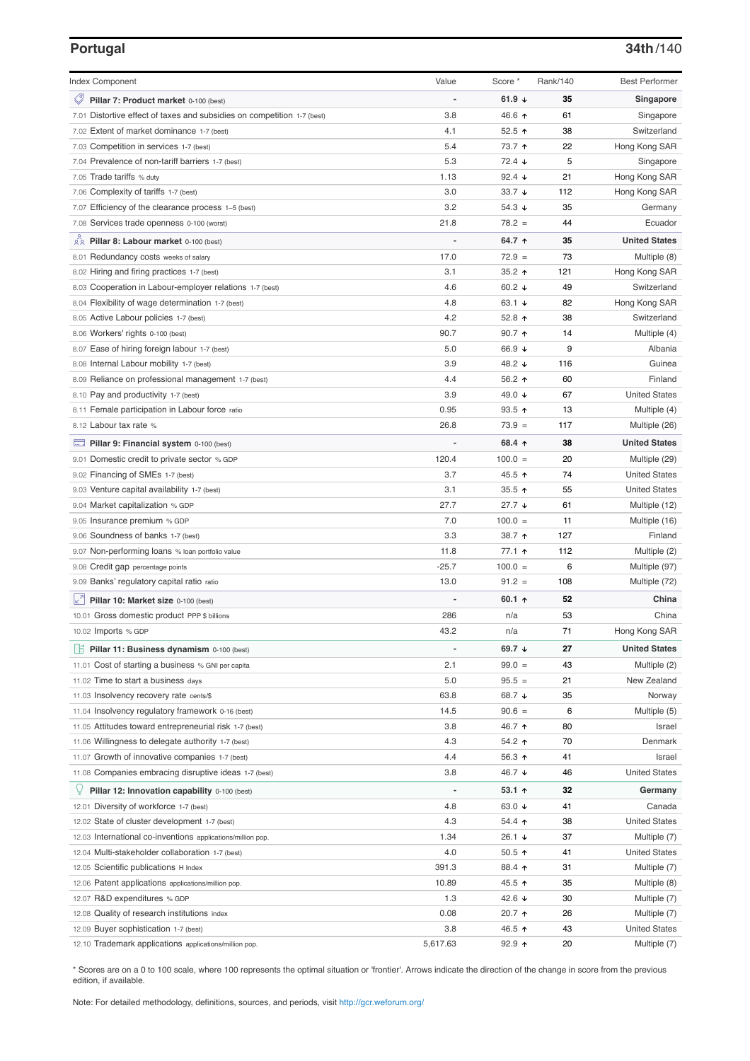## Portugal

**34th**/140

| Index Component | Value | Score * | Rank/140 | Best Performer |
|---|---|---|---|---|
| **Pillar 7: Product market** 0-100 (best) | - | **61.9 ↓** | **35** | **Singapore** |
| 7.01 Distortive effect of taxes and subsidies on competition 1-7 (best) | 3.8 | 46.6 ↑ | 61 | Singapore |
| 7.02 Extent of market dominance 1-7 (best) | 4.1 | 52.5 ↑ | 38 | Switzerland |
| 7.03 Competition in services 1-7 (best) | 5.4 | 73.7 ↑ | 22 | Hong Kong SAR |
| 7.04 Prevalence of non-tariff barriers 1-7 (best) | 5.3 | 72.4 ↓ | 5 | Singapore |
| 7.05 Trade tariffs % duty | 1.13 | 92.4 ↓ | 21 | Hong Kong SAR |
| 7.06 Complexity of tariffs 1-7 (best) | 3.0 | 33.7 ↓ | 112 | Hong Kong SAR |
| 7.07 Efficiency of the clearance process 1–5 (best) | 3.2 | 54.3 ↓ | 35 | Germany |
| 7.08 Services trade openness 0-100 (worst) | 21.8 | 78.2 = | 44 | Ecuador |
| **Pillar 8: Labour market** 0-100 (best) | - | **64.7 ↑** | **35** | **United States** |
| 8.01 Redundancy costs weeks of salary | 17.0 | 72.9 = | 73 | Multiple (8) |
| 8.02 Hiring and firing practices 1-7 (best) | 3.1 | 35.2 ↑ | 121 | Hong Kong SAR |
| 8.03 Cooperation in Labour-employer relations 1-7 (best) | 4.6 | 60.2 ↓ | 49 | Switzerland |
| 8.04 Flexibility of wage determination 1-7 (best) | 4.8 | 63.1 ↓ | 82 | Hong Kong SAR |
| 8.05 Active Labour policies 1-7 (best) | 4.2 | 52.8 ↑ | 38 | Switzerland |
| 8.06 Workers' rights 0-100 (best) | 90.7 | 90.7 ↑ | 14 | Multiple (4) |
| 8.07 Ease of hiring foreign labour 1-7 (best) | 5.0 | 66.9 ↓ | 9 | Albania |
| 8.08 Internal Labour mobility 1-7 (best) | 3.9 | 48.2 ↓ | 116 | Guinea |
| 8.09 Reliance on professional management 1-7 (best) | 4.4 | 56.2 ↑ | 60 | Finland |
| 8.10 Pay and productivity 1-7 (best) | 3.9 | 49.0 ↓ | 67 | United States |
| 8.11 Female participation in Labour force ratio | 0.95 | 93.5 ↑ | 13 | Multiple (4) |
| 8.12 Labour tax rate % | 26.8 | 73.9 = | 117 | Multiple (26) |
| **Pillar 9: Financial system** 0-100 (best) | - | **68.4 ↑** | **38** | **United States** |
| 9.01 Domestic credit to private sector % GDP | 120.4 | 100.0 = | 20 | Multiple (29) |
| 9.02 Financing of SMEs 1-7 (best) | 3.7 | 45.5 ↑ | 74 | United States |
| 9.03 Venture capital availability 1-7 (best) | 3.1 | 35.5 ↑ | 55 | United States |
| 9.04 Market capitalization % GDP | 27.7 | 27.7 ↓ | 61 | Multiple (12) |
| 9.05 Insurance premium % GDP | 7.0 | 100.0 = | 11 | Multiple (16) |
| 9.06 Soundness of banks 1-7 (best) | 3.3 | 38.7 ↑ | 127 | Finland |
| 9.07 Non-performing loans % loan portfolio value | 11.8 | 77.1 ↑ | 112 | Multiple (2) |
| 9.08 Credit gap percentage points | -25.7 | 100.0 = | 6 | Multiple (97) |
| 9.09 Banks' regulatory capital ratio ratio | 13.0 | 91.2 = | 108 | Multiple (72) |
| **Pillar 10: Market size** 0-100 (best) | - | **60.1 ↑** | **52** | **China** |
| 10.01 Gross domestic product PPP $ billions | 286 | n/a | 53 | China |
| 10.02 Imports % GDP | 43.2 | n/a | 71 | Hong Kong SAR |
| **Pillar 11: Business dynamism** 0-100 (best) | - | **69.7 ↓** | **27** | **United States** |
| 11.01 Cost of starting a business % GNI per capita | 2.1 | 99.0 = | 43 | Multiple (2) |
| 11.02 Time to start a business days | 5.0 | 95.5 = | 21 | New Zealand |
| 11.03 Insolvency recovery rate cents/$ | 63.8 | 68.7 ↓ | 35 | Norway |
| 11.04 Insolvency regulatory framework 0-16 (best) | 14.5 | 90.6 = | 6 | Multiple (5) |
| 11.05 Attitudes toward entrepreneurial risk 1-7 (best) | 3.8 | 46.7 ↑ | 80 | Israel |
| 11.06 Willingness to delegate authority 1-7 (best) | 4.3 | 54.2 ↑ | 70 | Denmark |
| 11.07 Growth of innovative companies 1-7 (best) | 4.4 | 56.3 ↑ | 41 | Israel |
| 11.08 Companies embracing disruptive ideas 1-7 (best) | 3.8 | 46.7 ↓ | 46 | United States |
| **Pillar 12: Innovation capability** 0-100 (best) | - | **53.1 ↑** | **32** | **Germany** |
| 12.01 Diversity of workforce 1-7 (best) | 4.8 | 63.0 ↓ | 41 | Canada |
| 12.02 State of cluster development 1-7 (best) | 4.3 | 54.4 ↑ | 38 | United States |
| 12.03 International co-inventions applications/million pop. | 1.34 | 26.1 ↓ | 37 | Multiple (7) |
| 12.04 Multi-stakeholder collaboration 1-7 (best) | 4.0 | 50.5 ↑ | 41 | United States |
| 12.05 Scientific publications H Index | 391.3 | 88.4 ↑ | 31 | Multiple (7) |
| 12.06 Patent applications applications/million pop. | 10.89 | 45.5 ↑ | 35 | Multiple (8) |
| 12.07 R&D expenditures % GDP | 1.3 | 42.6 ↓ | 30 | Multiple (7) |
| 12.08 Quality of research institutions index | 0.08 | 20.7 ↑ | 26 | Multiple (7) |
| 12.09 Buyer sophistication 1-7 (best) | 3.8 | 46.5 ↑ | 43 | United States |
| 12.10 Trademark applications applications/million pop. | 5,617.63 | 92.9 ↑ | 20 | Multiple (7) |

* Scores are on a 0 to 100 scale, where 100 represents the optimal situation or 'frontier'. Arrows indicate the direction of the change in score from the previous edition, if available.

Note: For detailed methodology, definitions, sources, and periods, visit http://gcr.weforum.org/